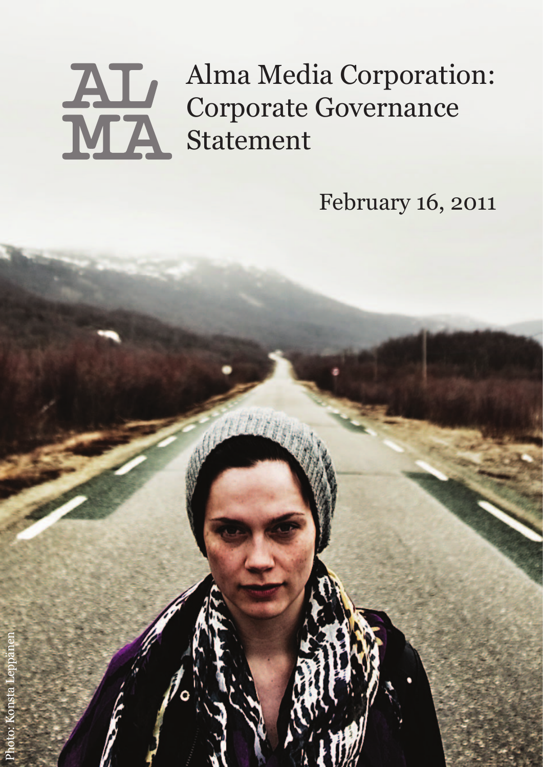# Alma Media Corporation: Corporate Governance Statement

February 16, 2011

Photo: Konsta Leppänen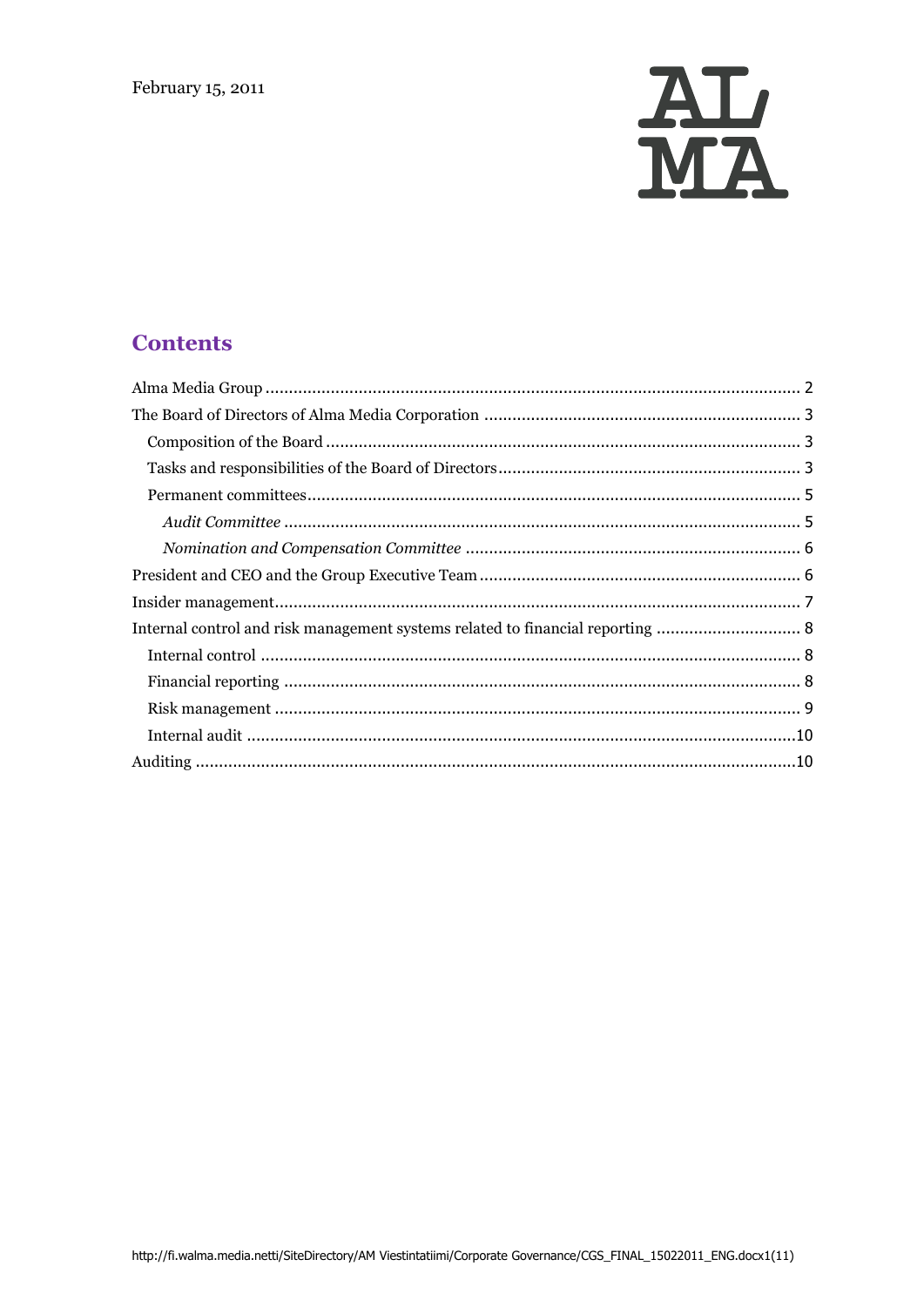February 15, 2011

## Contents

Alma Media Group ........................................................................................................ 2

The Board of Directors of Alma Media Corporation ...................................................... 3

- Composition of the Board ........................................................................................ 3
- Tasks and responsibilities of the Board of Directors .................................................. 3
- Permanent committees ............................................................................................ 5
  - *Audit Committee* ................................................................................................ 5
  - *Nomination and Compensation Committee* ............................................................ 6

President and CEO and the Group Executive Team ........................................................ 6

Insider management ..................................................................................................... 7

Internal control and risk management systems related to financial reporting .................. 8

- Internal control ........................................................................................................ 8
- Financial reporting .................................................................................................. 8
- Risk management .................................................................................................... 9
- Internal audit ......................................................................................................... 10

Auditing ...................................................................................................................... 10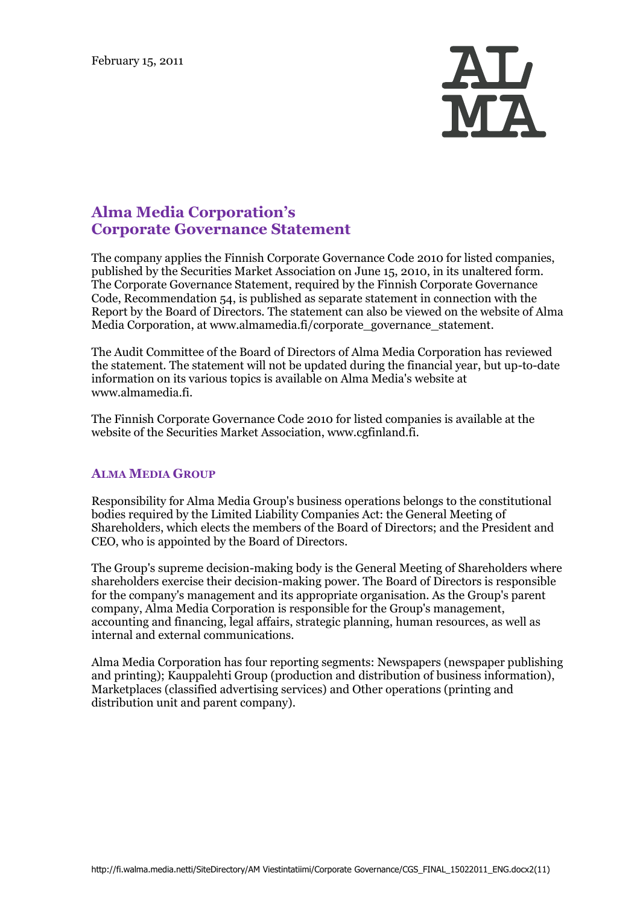February 15, 2011

# Alma Media Corporation's Corporate Governance Statement

The company applies the Finnish Corporate Governance Code 2010 for listed companies, published by the Securities Market Association on June 15, 2010, in its unaltered form. The Corporate Governance Statement, required by the Finnish Corporate Governance Code, Recommendation 54, is published as separate statement in connection with the Report by the Board of Directors. The statement can also be viewed on the website of Alma Media Corporation, at www.almamedia.fi/corporate_governance_statement.

The Audit Committee of the Board of Directors of Alma Media Corporation has reviewed the statement. The statement will not be updated during the financial year, but up-to-date information on its various topics is available on Alma Media's website at www.almamedia.fi.

The Finnish Corporate Governance Code 2010 for listed companies is available at the website of the Securities Market Association, www.cgfinland.fi.

## Alma Media Group

Responsibility for Alma Media Group's business operations belongs to the constitutional bodies required by the Limited Liability Companies Act: the General Meeting of Shareholders, which elects the members of the Board of Directors; and the President and CEO, who is appointed by the Board of Directors.

The Group's supreme decision-making body is the General Meeting of Shareholders where shareholders exercise their decision-making power. The Board of Directors is responsible for the company's management and its appropriate organisation. As the Group's parent company, Alma Media Corporation is responsible for the Group's management, accounting and financing, legal affairs, strategic planning, human resources, as well as internal and external communications.

Alma Media Corporation has four reporting segments: Newspapers (newspaper publishing and printing); Kauppalehti Group (production and distribution of business information), Marketplaces (classified advertising services) and Other operations (printing and distribution unit and parent company).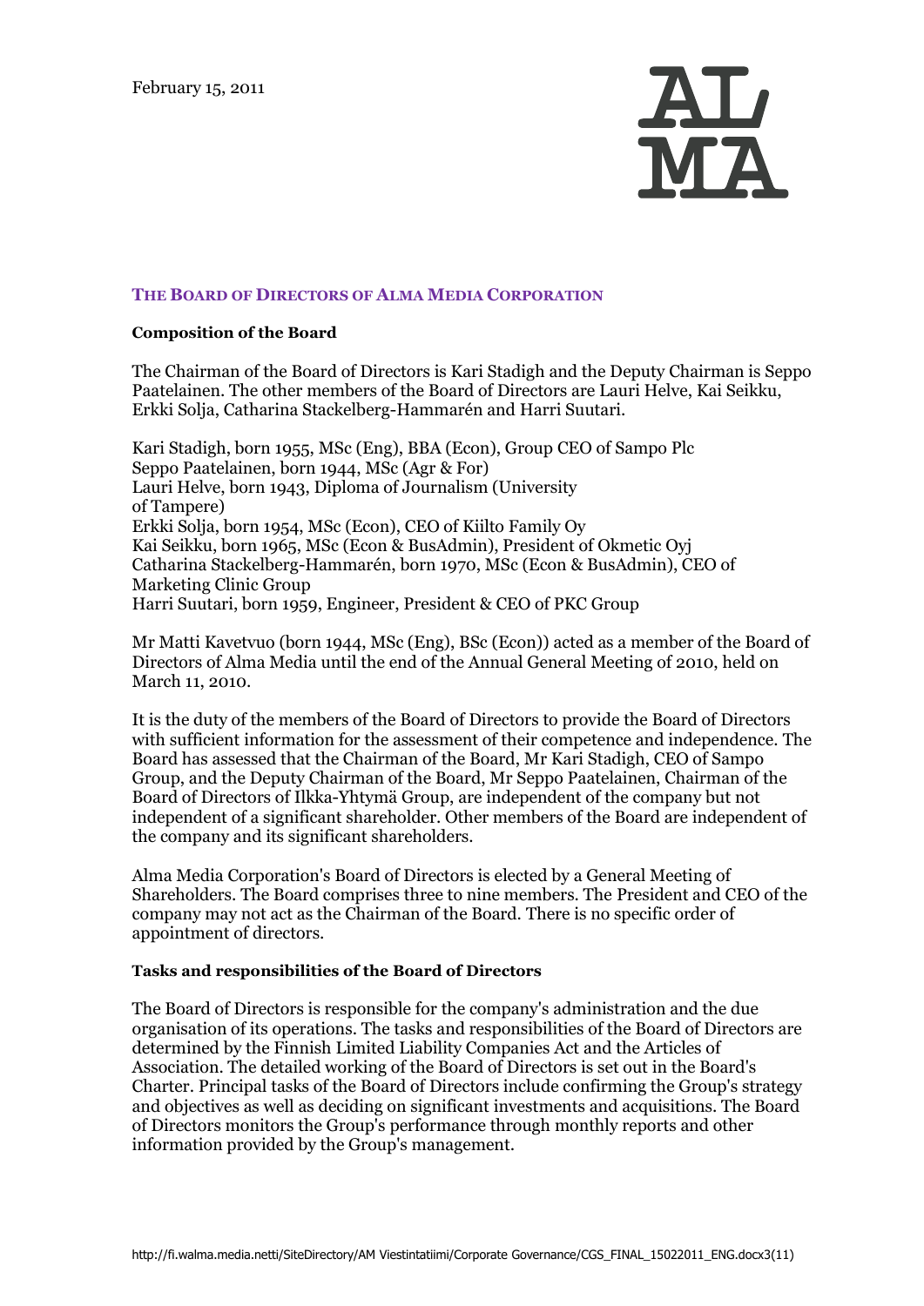February 15, 2011

## THE BOARD OF DIRECTORS OF ALMA MEDIA CORPORATION

**Composition of the Board**

The Chairman of the Board of Directors is Kari Stadigh and the Deputy Chairman is Seppo Paatelainen. The other members of the Board of Directors are Lauri Helve, Kai Seikku, Erkki Solja, Catharina Stackelberg-Hammarén and Harri Suutari.

Kari Stadigh, born 1955, MSc (Eng), BBA (Econ), Group CEO of Sampo Plc
Seppo Paatelainen, born 1944, MSc (Agr & For)
Lauri Helve, born 1943, Diploma of Journalism (University of Tampere)
Erkki Solja, born 1954, MSc (Econ), CEO of Kiilto Family Oy
Kai Seikku, born 1965, MSc (Econ & BusAdmin), President of Okmetic Oyj
Catharina Stackelberg-Hammarén, born 1970, MSc (Econ & BusAdmin), CEO of Marketing Clinic Group
Harri Suutari, born 1959, Engineer, President & CEO of PKC Group

Mr Matti Kavetvuo (born 1944, MSc (Eng), BSc (Econ)) acted as a member of the Board of Directors of Alma Media until the end of the Annual General Meeting of 2010, held on March 11, 2010.

It is the duty of the members of the Board of Directors to provide the Board of Directors with sufficient information for the assessment of their competence and independence. The Board has assessed that the Chairman of the Board, Mr Kari Stadigh, CEO of Sampo Group, and the Deputy Chairman of the Board, Mr Seppo Paatelainen, Chairman of the Board of Directors of Ilkka-Yhtymä Group, are independent of the company but not independent of a significant shareholder. Other members of the Board are independent of the company and its significant shareholders.

Alma Media Corporation's Board of Directors is elected by a General Meeting of Shareholders. The Board comprises three to nine members. The President and CEO of the company may not act as the Chairman of the Board. There is no specific order of appointment of directors.

**Tasks and responsibilities of the Board of Directors**

The Board of Directors is responsible for the company's administration and the due organisation of its operations. The tasks and responsibilities of the Board of Directors are determined by the Finnish Limited Liability Companies Act and the Articles of Association. The detailed working of the Board of Directors is set out in the Board's Charter. Principal tasks of the Board of Directors include confirming the Group's strategy and objectives as well as deciding on significant investments and acquisitions. The Board of Directors monitors the Group's performance through monthly reports and other information provided by the Group's management.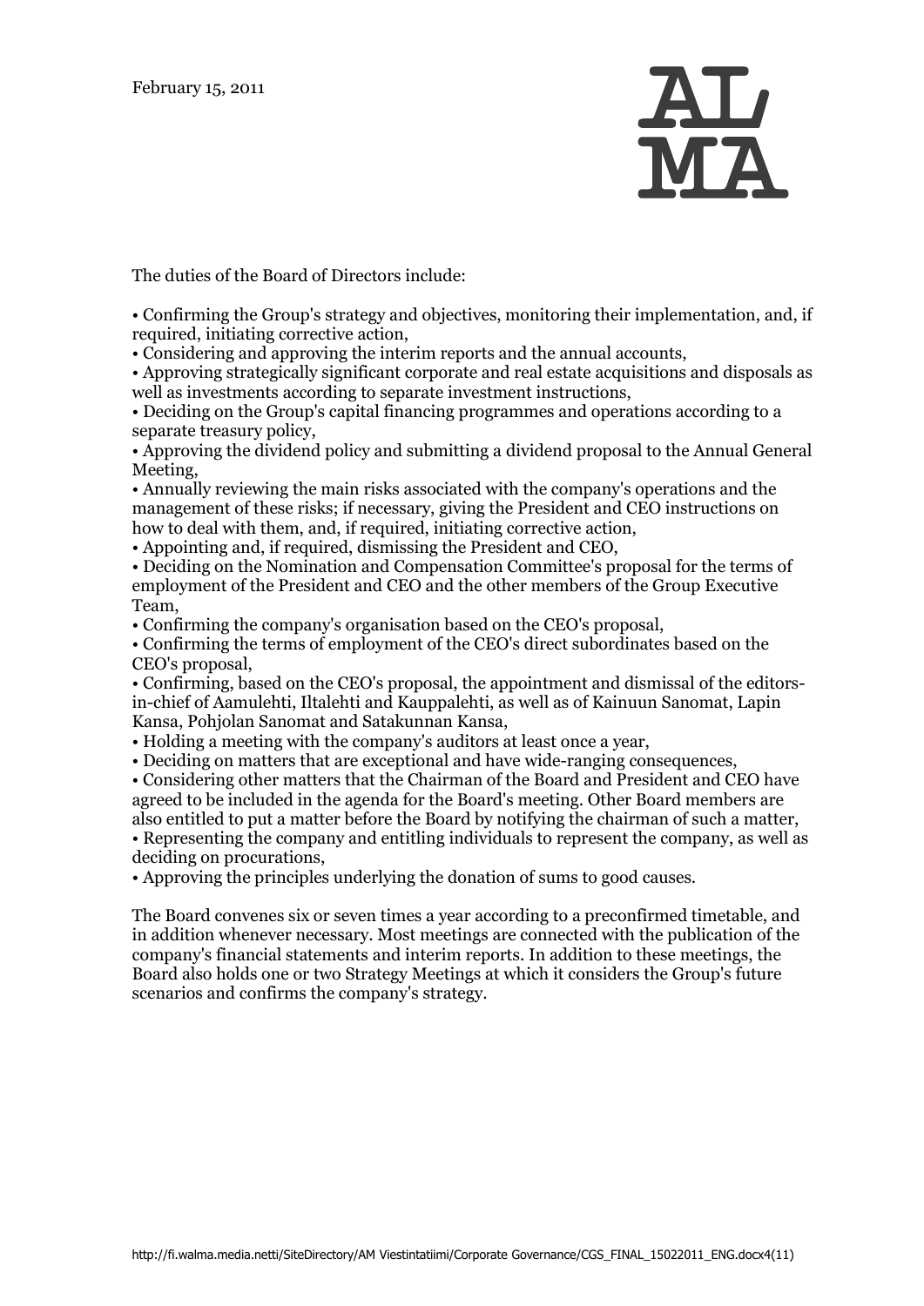The duties of the Board of Directors include:

- Confirming the Group's strategy and objectives, monitoring their implementation, and, if required, initiating corrective action,
- Considering and approving the interim reports and the annual accounts,
- Approving strategically significant corporate and real estate acquisitions and disposals as well as investments according to separate investment instructions,
- Deciding on the Group's capital financing programmes and operations according to a separate treasury policy,
- Approving the dividend policy and submitting a dividend proposal to the Annual General Meeting,
- Annually reviewing the main risks associated with the company's operations and the management of these risks; if necessary, giving the President and CEO instructions on how to deal with them, and, if required, initiating corrective action,
- Appointing and, if required, dismissing the President and CEO,
- Deciding on the Nomination and Compensation Committee's proposal for the terms of employment of the President and CEO and the other members of the Group Executive Team,
- Confirming the company's organisation based on the CEO's proposal,
- Confirming the terms of employment of the CEO's direct subordinates based on the CEO's proposal,
- Confirming, based on the CEO's proposal, the appointment and dismissal of the editors-in-chief of Aamulehti, Iltalehti and Kauppalehti, as well as of Kainuun Sanomat, Lapin Kansa, Pohjolan Sanomat and Satakunnan Kansa,
- Holding a meeting with the company's auditors at least once a year,
- Deciding on matters that are exceptional and have wide-ranging consequences,
- Considering other matters that the Chairman of the Board and President and CEO have agreed to be included in the agenda for the Board's meeting. Other Board members are also entitled to put a matter before the Board by notifying the chairman of such a matter,
- Representing the company and entitling individuals to represent the company, as well as deciding on procurations,
- Approving the principles underlying the donation of sums to good causes.

The Board convenes six or seven times a year according to a preconfirmed timetable, and in addition whenever necessary. Most meetings are connected with the publication of the company's financial statements and interim reports. In addition to these meetings, the Board also holds one or two Strategy Meetings at which it considers the Group's future scenarios and confirms the company's strategy.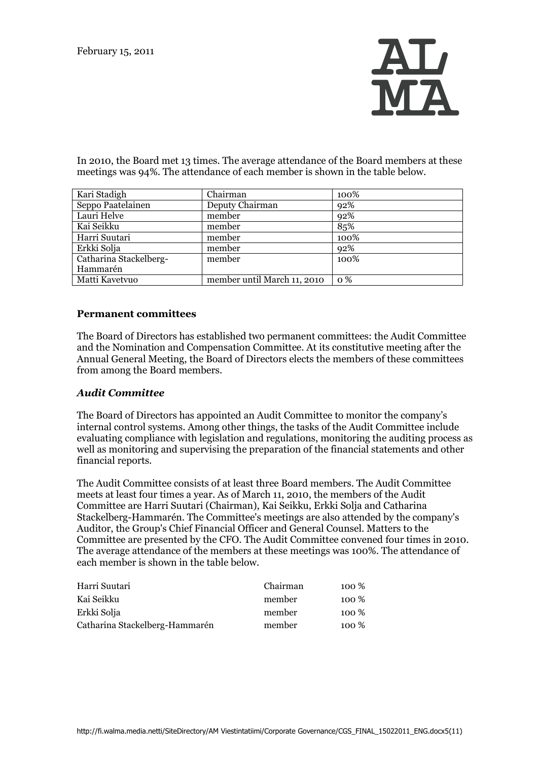In 2010, the Board met 13 times. The average attendance of the Board members at these meetings was 94%. The attendance of each member is shown in the table below.

| | | |
|---|---|---|
| Kari Stadigh | Chairman | 100% |
| Seppo Paatelainen | Deputy Chairman | 92% |
| Lauri Helve | member | 92% |
| Kai Seikku | member | 85% |
| Harri Suutari | member | 100% |
| Erkki Solja | member | 92% |
| Catharina Stackelberg-Hammarén | member | 100% |
| Matti Kavetvuo | member until March 11, 2010 | 0 % |

### Permanent committees

The Board of Directors has established two permanent committees: the Audit Committee and the Nomination and Compensation Committee. At its constitutive meeting after the Annual General Meeting, the Board of Directors elects the members of these committees from among the Board members.

#### *Audit Committee*

The Board of Directors has appointed an Audit Committee to monitor the company's internal control systems. Among other things, the tasks of the Audit Committee include evaluating compliance with legislation and regulations, monitoring the auditing process as well as monitoring and supervising the preparation of the financial statements and other financial reports.

The Audit Committee consists of at least three Board members. The Audit Committee meets at least four times a year. As of March 11, 2010, the members of the Audit Committee are Harri Suutari (Chairman), Kai Seikku, Erkki Solja and Catharina Stackelberg-Hammarén. The Committee's meetings are also attended by the company's Auditor, the Group's Chief Financial Officer and General Counsel. Matters to the Committee are presented by the CFO. The Audit Committee convened four times in 2010. The average attendance of the members at these meetings was 100%. The attendance of each member is shown in the table below.

| | | |
|---|---|---|
| Harri Suutari | Chairman | 100 % |
| Kai Seikku | member | 100 % |
| Erkki Solja | member | 100 % |
| Catharina Stackelberg-Hammarén | member | 100 % |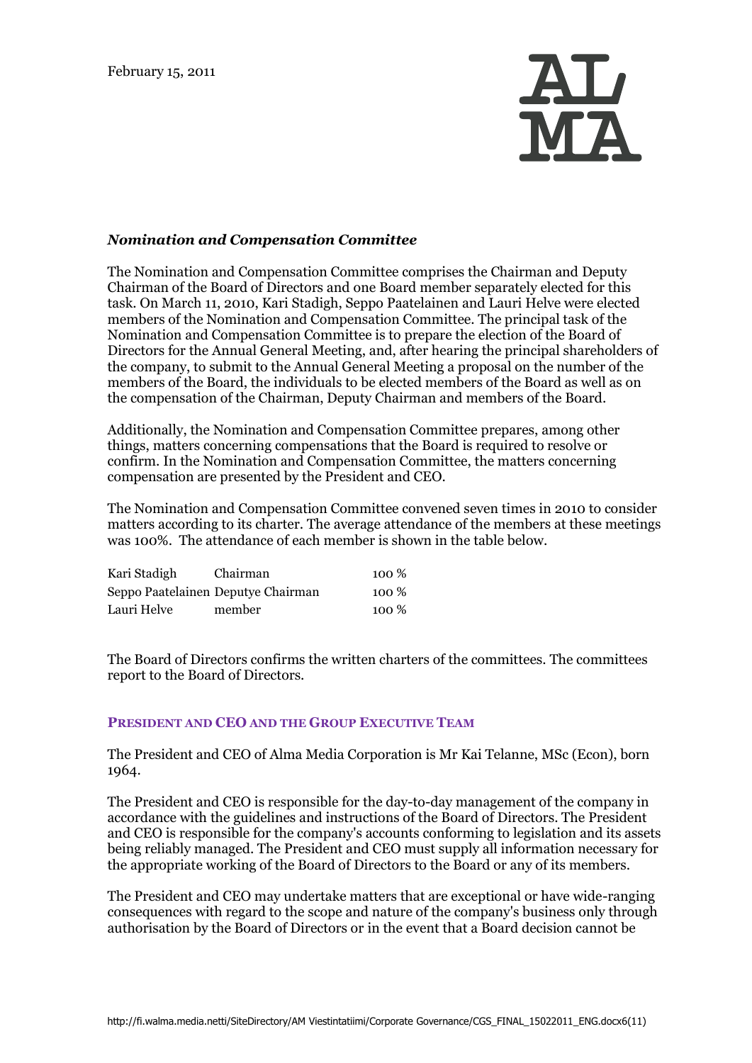*Nomination and Compensation Committee*

The Nomination and Compensation Committee comprises the Chairman and Deputy Chairman of the Board of Directors and one Board member separately elected for this task. On March 11, 2010, Kari Stadigh, Seppo Paatelainen and Lauri Helve were elected members of the Nomination and Compensation Committee. The principal task of the Nomination and Compensation Committee is to prepare the election of the Board of Directors for the Annual General Meeting, and, after hearing the principal shareholders of the company, to submit to the Annual General Meeting a proposal on the number of the members of the Board, the individuals to be elected members of the Board as well as on the compensation of the Chairman, Deputy Chairman and members of the Board.

Additionally, the Nomination and Compensation Committee prepares, among other things, matters concerning compensations that the Board is required to resolve or confirm. In the Nomination and Compensation Committee, the matters concerning compensation are presented by the President and CEO.

The Nomination and Compensation Committee convened seven times in 2010 to consider matters according to its charter. The average attendance of the members at these meetings was 100%. The attendance of each member is shown in the table below.

| | | |
|---|---|---|
| Kari Stadigh | Chairman | 100 % |
| Seppo Paatelainen | Deputye Chairman | 100 % |
| Lauri Helve | member | 100 % |

The Board of Directors confirms the written charters of the committees. The committees report to the Board of Directors.

## PRESIDENT AND CEO AND THE GROUP EXECUTIVE TEAM

The President and CEO of Alma Media Corporation is Mr Kai Telanne, MSc (Econ), born 1964.

The President and CEO is responsible for the day-to-day management of the company in accordance with the guidelines and instructions of the Board of Directors. The President and CEO is responsible for the company's accounts conforming to legislation and its assets being reliably managed. The President and CEO must supply all information necessary for the appropriate working of the Board of Directors to the Board or any of its members.

The President and CEO may undertake matters that are exceptional or have wide-ranging consequences with regard to the scope and nature of the company's business only through authorisation by the Board of Directors or in the event that a Board decision cannot be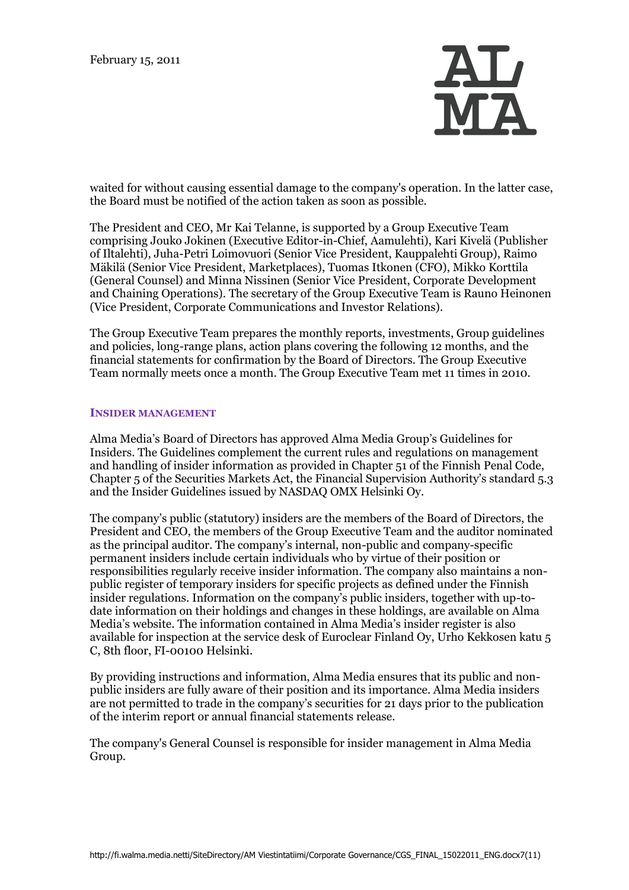waited for without causing essential damage to the company's operation. In the latter case, the Board must be notified of the action taken as soon as possible.

The President and CEO, Mr Kai Telanne, is supported by a Group Executive Team comprising Jouko Jokinen (Executive Editor-in-Chief, Aamulehti), Kari Kivelä (Publisher of Iltalehti), Juha-Petri Loimovuori (Senior Vice President, Kauppalehti Group), Raimo Mäkilä (Senior Vice President, Marketplaces), Tuomas Itkonen (CFO), Mikko Korttila (General Counsel) and Minna Nissinen (Senior Vice President, Corporate Development and Chaining Operations). The secretary of the Group Executive Team is Rauno Heinonen (Vice President, Corporate Communications and Investor Relations).

The Group Executive Team prepares the monthly reports, investments, Group guidelines and policies, long-range plans, action plans covering the following 12 months, and the financial statements for confirmation by the Board of Directors. The Group Executive Team normally meets once a month. The Group Executive Team met 11 times in 2010.

## INSIDER MANAGEMENT

Alma Media's Board of Directors has approved Alma Media Group's Guidelines for Insiders. The Guidelines complement the current rules and regulations on management and handling of insider information as provided in Chapter 51 of the Finnish Penal Code, Chapter 5 of the Securities Markets Act, the Financial Supervision Authority's standard 5.3 and the Insider Guidelines issued by NASDAQ OMX Helsinki Oy.

The company's public (statutory) insiders are the members of the Board of Directors, the President and CEO, the members of the Group Executive Team and the auditor nominated as the principal auditor. The company's internal, non-public and company-specific permanent insiders include certain individuals who by virtue of their position or responsibilities regularly receive insider information. The company also maintains a non-public register of temporary insiders for specific projects as defined under the Finnish insider regulations. Information on the company's public insiders, together with up-to-date information on their holdings and changes in these holdings, are available on Alma Media's website. The information contained in Alma Media's insider register is also available for inspection at the service desk of Euroclear Finland Oy, Urho Kekkosen katu 5 C, 8th floor, FI-00100 Helsinki.

By providing instructions and information, Alma Media ensures that its public and non-public insiders are fully aware of their position and its importance. Alma Media insiders are not permitted to trade in the company's securities for 21 days prior to the publication of the interim report or annual financial statements release.

The company's General Counsel is responsible for insider management in Alma Media Group.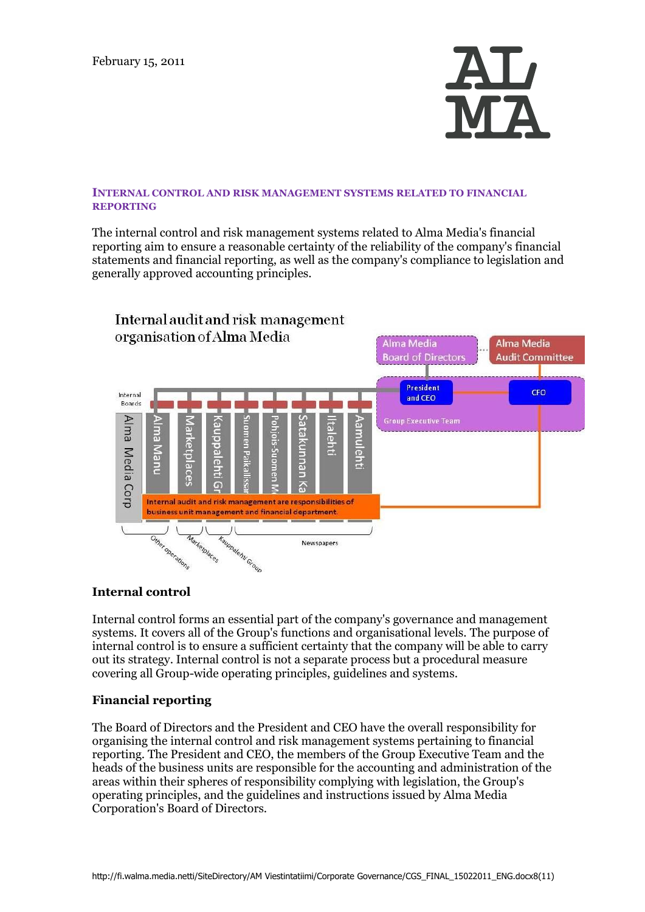## INTERNAL CONTROL AND RISK MANAGEMENT SYSTEMS RELATED TO FINANCIAL REPORTING

The internal control and risk management systems related to Alma Media's financial reporting aim to ensure a reasonable certainty of the reliability of the company's financial statements and financial reporting, as well as the company's compliance to legislation and generally approved accounting principles.

Internal audit and risk management organisation of Alma Media

### Internal control

Internal control forms an essential part of the company's governance and management systems. It covers all of the Group's functions and organisational levels. The purpose of internal control is to ensure a sufficient certainty that the company will be able to carry out its strategy. Internal control is not a separate process but a procedural measure covering all Group-wide operating principles, guidelines and systems.

### Financial reporting

The Board of Directors and the President and CEO have the overall responsibility for organising the internal control and risk management systems pertaining to financial reporting. The President and CEO, the members of the Group Executive Team and the heads of the business units are responsible for the accounting and administration of the areas within their spheres of responsibility complying with legislation, the Group's operating principles, and the guidelines and instructions issued by Alma Media Corporation's Board of Directors.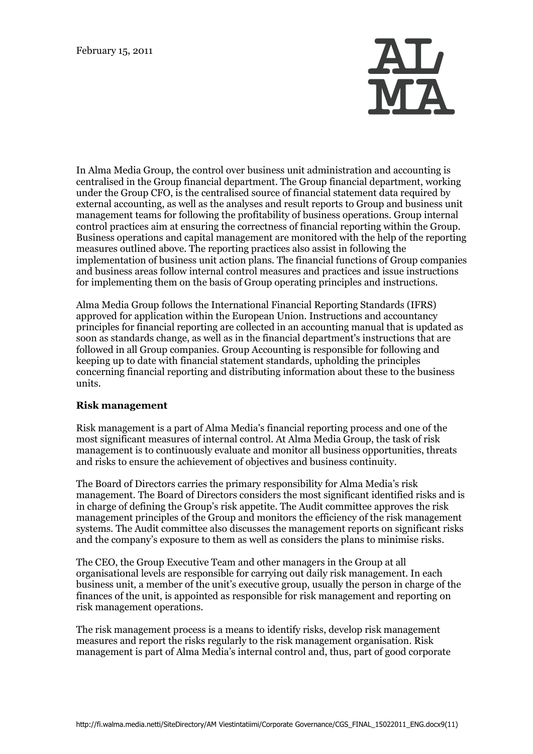In Alma Media Group, the control over business unit administration and accounting is centralised in the Group financial department. The Group financial department, working under the Group CFO, is the centralised source of financial statement data required by external accounting, as well as the analyses and result reports to Group and business unit management teams for following the profitability of business operations. Group internal control practices aim at ensuring the correctness of financial reporting within the Group. Business operations and capital management are monitored with the help of the reporting measures outlined above. The reporting practices also assist in following the implementation of business unit action plans. The financial functions of Group companies and business areas follow internal control measures and practices and issue instructions for implementing them on the basis of Group operating principles and instructions.

Alma Media Group follows the International Financial Reporting Standards (IFRS) approved for application within the European Union. Instructions and accountancy principles for financial reporting are collected in an accounting manual that is updated as soon as standards change, as well as in the financial department's instructions that are followed in all Group companies. Group Accounting is responsible for following and keeping up to date with financial statement standards, upholding the principles concerning financial reporting and distributing information about these to the business units.

**Risk management**

Risk management is a part of Alma Media's financial reporting process and one of the most significant measures of internal control. At Alma Media Group, the task of risk management is to continuously evaluate and monitor all business opportunities, threats and risks to ensure the achievement of objectives and business continuity.

The Board of Directors carries the primary responsibility for Alma Media's risk management. The Board of Directors considers the most significant identified risks and is in charge of defining the Group's risk appetite. The Audit committee approves the risk management principles of the Group and monitors the efficiency of the risk management systems. The Audit committee also discusses the management reports on significant risks and the company's exposure to them as well as considers the plans to minimise risks.

The CEO, the Group Executive Team and other managers in the Group at all organisational levels are responsible for carrying out daily risk management. In each business unit, a member of the unit's executive group, usually the person in charge of the finances of the unit, is appointed as responsible for risk management and reporting on risk management operations.

The risk management process is a means to identify risks, develop risk management measures and report the risks regularly to the risk management organisation. Risk management is part of Alma Media's internal control and, thus, part of good corporate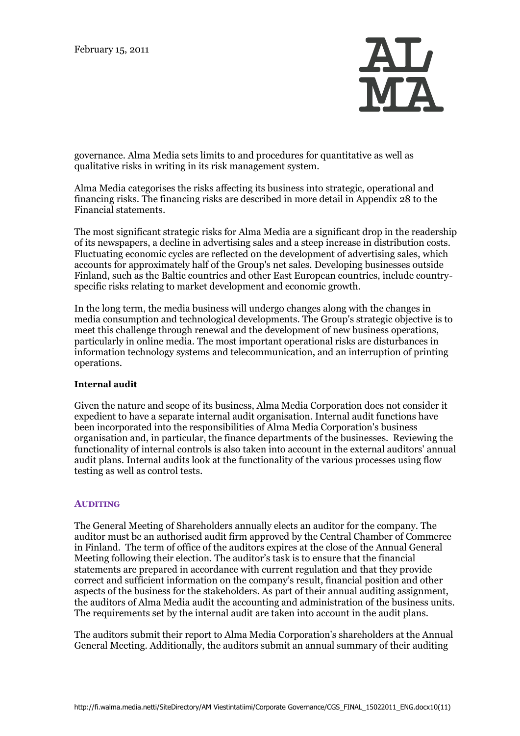governance. Alma Media sets limits to and procedures for quantitative as well as qualitative risks in writing in its risk management system.

Alma Media categorises the risks affecting its business into strategic, operational and financing risks. The financing risks are described in more detail in Appendix 28 to the Financial statements.

The most significant strategic risks for Alma Media are a significant drop in the readership of its newspapers, a decline in advertising sales and a steep increase in distribution costs. Fluctuating economic cycles are reflected on the development of advertising sales, which accounts for approximately half of the Group's net sales. Developing businesses outside Finland, such as the Baltic countries and other East European countries, include country-specific risks relating to market development and economic growth.

In the long term, the media business will undergo changes along with the changes in media consumption and technological developments. The Group's strategic objective is to meet this challenge through renewal and the development of new business operations, particularly in online media. The most important operational risks are disturbances in information technology systems and telecommunication, and an interruption of printing operations.

**Internal audit**

Given the nature and scope of its business, Alma Media Corporation does not consider it expedient to have a separate internal audit organisation. Internal audit functions have been incorporated into the responsibilities of Alma Media Corporation's business organisation and, in particular, the finance departments of the businesses. Reviewing the functionality of internal controls is also taken into account in the external auditors' annual audit plans. Internal audits look at the functionality of the various processes using flow testing as well as control tests.

## AUDITING

The General Meeting of Shareholders annually elects an auditor for the company. The auditor must be an authorised audit firm approved by the Central Chamber of Commerce in Finland. The term of office of the auditors expires at the close of the Annual General Meeting following their election. The auditor's task is to ensure that the financial statements are prepared in accordance with current regulation and that they provide correct and sufficient information on the company's result, financial position and other aspects of the business for the stakeholders. As part of their annual auditing assignment, the auditors of Alma Media audit the accounting and administration of the business units. The requirements set by the internal audit are taken into account in the audit plans.

The auditors submit their report to Alma Media Corporation's shareholders at the Annual General Meeting. Additionally, the auditors submit an annual summary of their auditing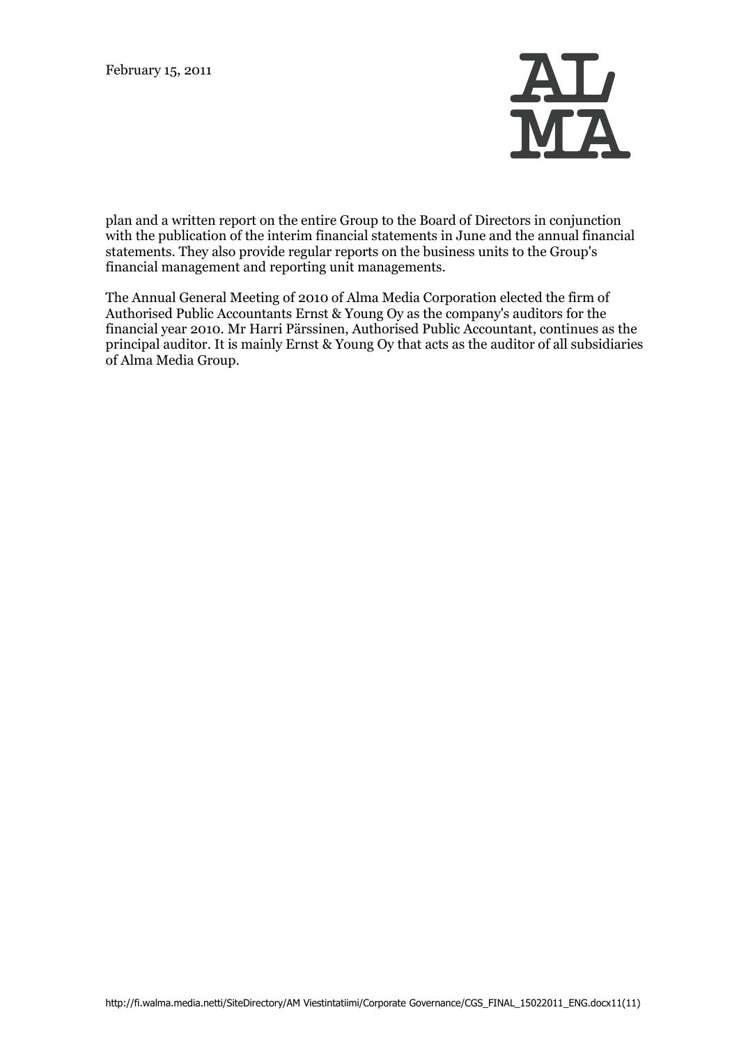plan and a written report on the entire Group to the Board of Directors in conjunction with the publication of the interim financial statements in June and the annual financial statements. They also provide regular reports on the business units to the Group's financial management and reporting unit managements.

The Annual General Meeting of 2010 of Alma Media Corporation elected the firm of Authorised Public Accountants Ernst & Young Oy as the company's auditors for the financial year 2010. Mr Harri Pärssinen, Authorised Public Accountant, continues as the principal auditor. It is mainly Ernst & Young Oy that acts as the auditor of all subsidiaries of Alma Media Group.